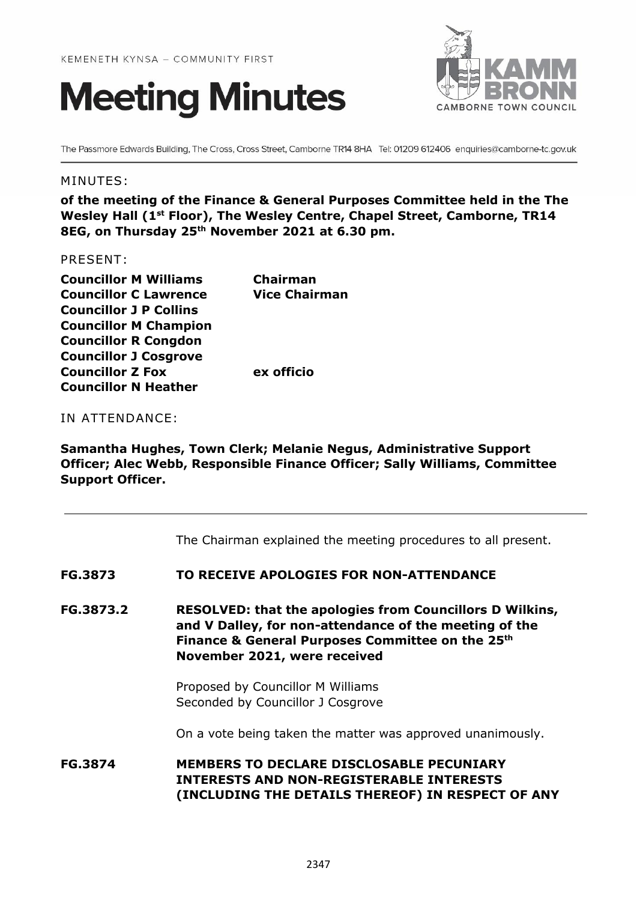KEMENETH KYNSA – COMMUNITY FIRST

# Meeting Minutes

The Passmore Edwards Building, The Cross, Cross Street, Camborne TR14 8HA Tel: 01209 612406 enquiries@camborne-tc.gov.uk

MINUTES:

**of the meeting of the Finance & General Purposes Committee held in the The Wesley Hall (1st Floor), The Wesley Centre, Chapel Street, Camborne, TR14 8EG, on Thursday 25th November 2021 at 6.30 pm.**

PRESENT:

| | |
|---|---|
| **Councillor M Williams** | **Chairman** |
| **Councillor C Lawrence** | **Vice Chairman** |
| **Councillor J P Collins** | |
| **Councillor M Champion** | |
| **Councillor R Congdon** | |
| **Councillor J Cosgrove** | |
| **Councillor Z Fox** | **ex officio** |
| **Councillor N Heather** | |

IN ATTENDANCE:

**Samantha Hughes, Town Clerk; Melanie Negus, Administrative Support Officer; Alec Webb, Responsible Finance Officer; Sally Williams, Committee Support Officer.**

---

The Chairman explained the meeting procedures to all present.

**FG.3873 TO RECEIVE APOLOGIES FOR NON-ATTENDANCE**

**FG.3873.2 RESOLVED: that the apologies from Councillors D Wilkins, and V Dalley, for non-attendance of the meeting of the Finance & General Purposes Committee on the 25th November 2021, were received**

Proposed by Councillor M Williams
Seconded by Councillor J Cosgrove

On a vote being taken the matter was approved unanimously.

**FG.3874 MEMBERS TO DECLARE DISCLOSABLE PECUNIARY INTERESTS AND NON-REGISTERABLE INTERESTS (INCLUDING THE DETAILS THEREOF) IN RESPECT OF ANY**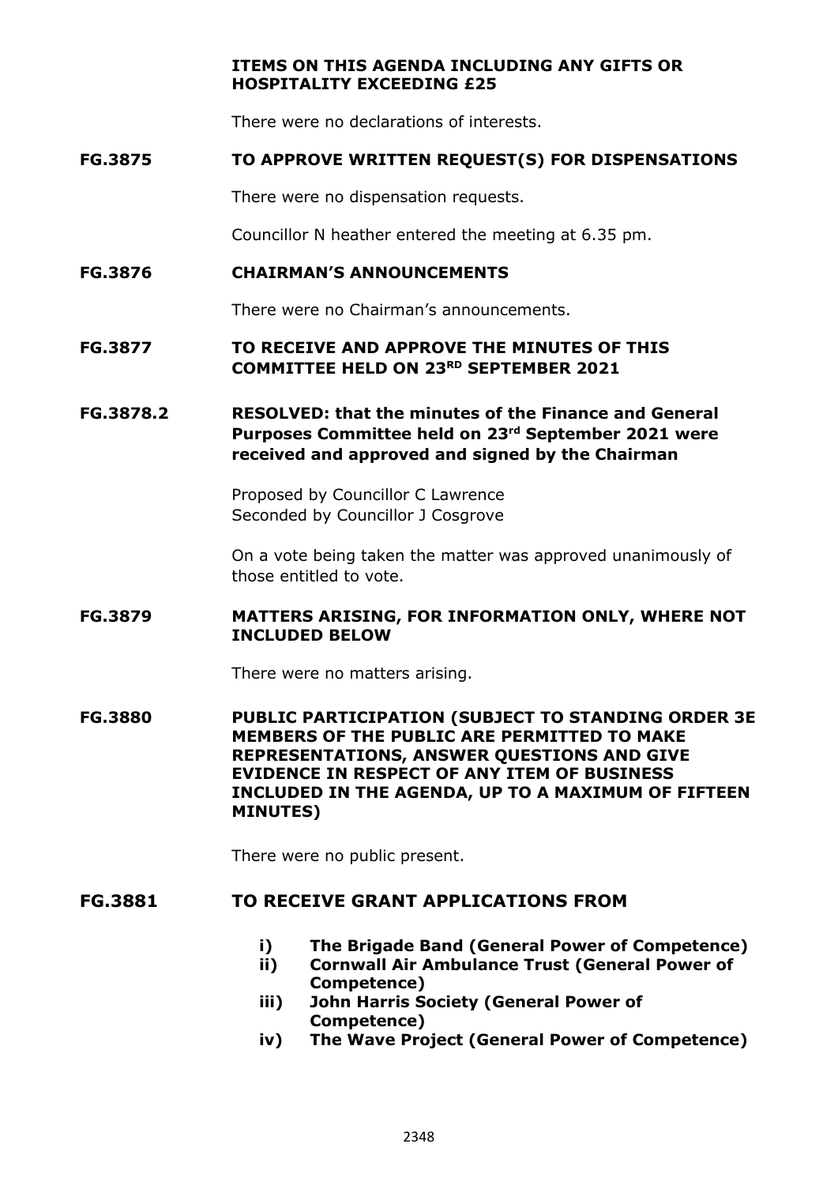**ITEMS ON THIS AGENDA INCLUDING ANY GIFTS OR HOSPITALITY EXCEEDING £25**

There were no declarations of interests.

**FG.3875 TO APPROVE WRITTEN REQUEST(S) FOR DISPENSATIONS**

There were no dispensation requests.

Councillor N heather entered the meeting at 6.35 pm.

**FG.3876 CHAIRMAN'S ANNOUNCEMENTS**

There were no Chairman's announcements.

**FG.3877 TO RECEIVE AND APPROVE THE MINUTES OF THIS COMMITTEE HELD ON 23RD SEPTEMBER 2021**

**FG.3878.2 RESOLVED: that the minutes of the Finance and General Purposes Committee held on 23rd September 2021 were received and approved and signed by the Chairman**

Proposed by Councillor C Lawrence
Seconded by Councillor J Cosgrove

On a vote being taken the matter was approved unanimously of those entitled to vote.

**FG.3879 MATTERS ARISING, FOR INFORMATION ONLY, WHERE NOT INCLUDED BELOW**

There were no matters arising.

**FG.3880 PUBLIC PARTICIPATION (SUBJECT TO STANDING ORDER 3E MEMBERS OF THE PUBLIC ARE PERMITTED TO MAKE REPRESENTATIONS, ANSWER QUESTIONS AND GIVE EVIDENCE IN RESPECT OF ANY ITEM OF BUSINESS INCLUDED IN THE AGENDA, UP TO A MAXIMUM OF FIFTEEN MINUTES)**

There were no public present.

**FG.3881 TO RECEIVE GRANT APPLICATIONS FROM**

- **i) The Brigade Band (General Power of Competence)**
- **ii) Cornwall Air Ambulance Trust (General Power of Competence)**
- **iii) John Harris Society (General Power of Competence)**
- **iv) The Wave Project (General Power of Competence)**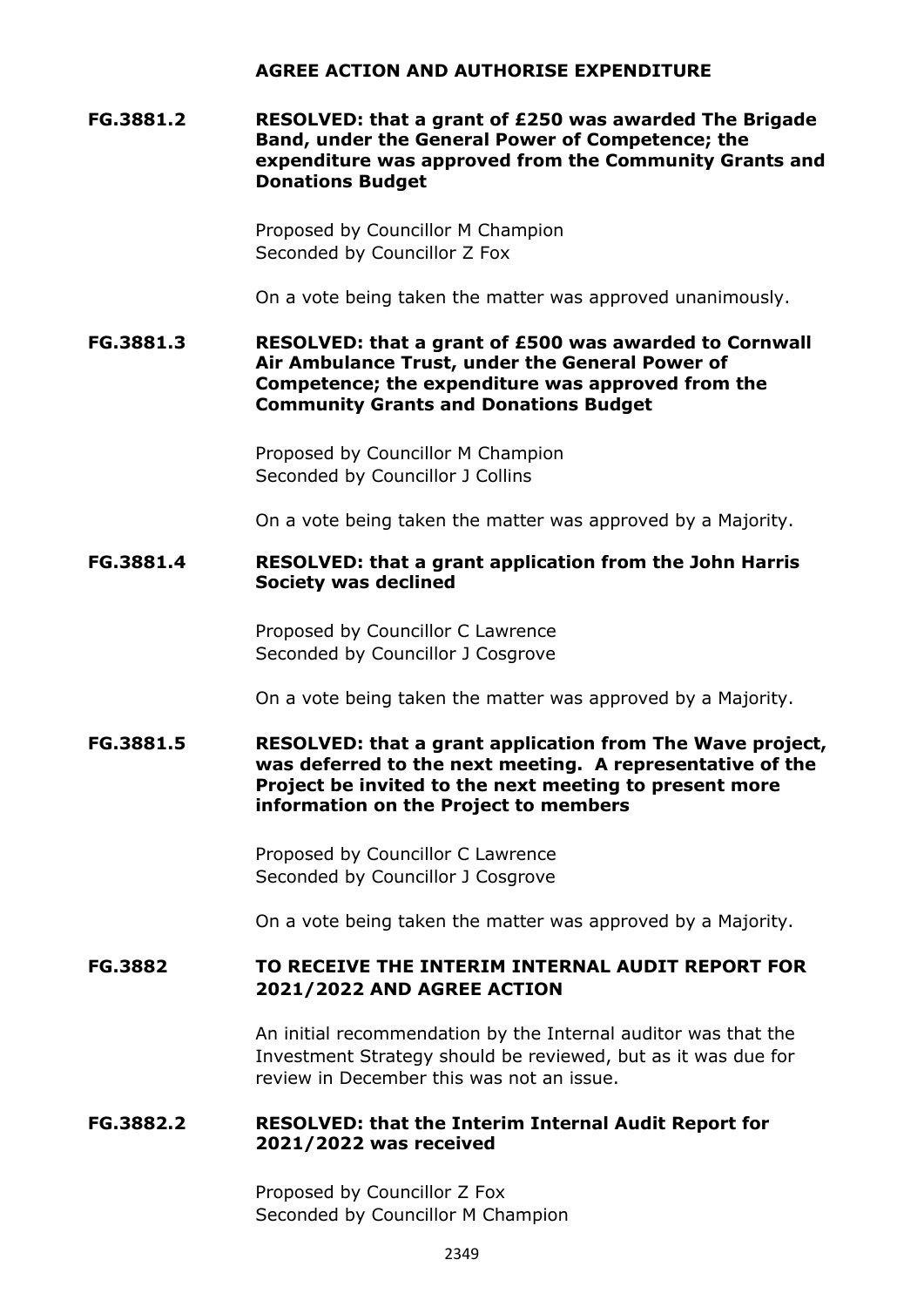**AGREE ACTION AND AUTHORISE EXPENDITURE**

**FG.3881.2** **RESOLVED: that a grant of £250 was awarded The Brigade Band, under the General Power of Competence; the expenditure was approved from the Community Grants and Donations Budget**

Proposed by Councillor M Champion
Seconded by Councillor Z Fox

On a vote being taken the matter was approved unanimously.

**FG.3881.3** **RESOLVED: that a grant of £500 was awarded to Cornwall Air Ambulance Trust, under the General Power of Competence; the expenditure was approved from the Community Grants and Donations Budget**

Proposed by Councillor M Champion
Seconded by Councillor J Collins

On a vote being taken the matter was approved by a Majority.

**FG.3881.4** **RESOLVED: that a grant application from the John Harris Society was declined**

Proposed by Councillor C Lawrence
Seconded by Councillor J Cosgrove

On a vote being taken the matter was approved by a Majority.

**FG.3881.5** **RESOLVED: that a grant application from The Wave project, was deferred to the next meeting. A representative of the Project be invited to the next meeting to present more information on the Project to members**

Proposed by Councillor C Lawrence
Seconded by Councillor J Cosgrove

On a vote being taken the matter was approved by a Majority.

**FG.3882** **TO RECEIVE THE INTERIM INTERNAL AUDIT REPORT FOR 2021/2022 AND AGREE ACTION**

An initial recommendation by the Internal auditor was that the Investment Strategy should be reviewed, but as it was due for review in December this was not an issue.

**FG.3882.2** **RESOLVED: that the Interim Internal Audit Report for 2021/2022 was received**

Proposed by Councillor Z Fox
Seconded by Councillor M Champion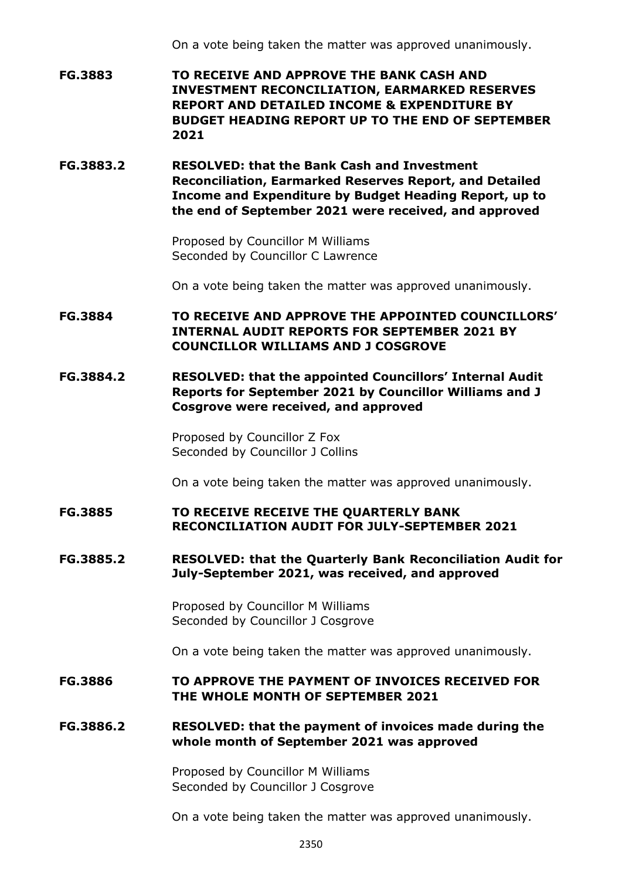On a vote being taken the matter was approved unanimously.

**FG.3883 TO RECEIVE AND APPROVE THE BANK CASH AND INVESTMENT RECONCILIATION, EARMARKED RESERVES REPORT AND DETAILED INCOME & EXPENDITURE BY BUDGET HEADING REPORT UP TO THE END OF SEPTEMBER 2021**

**FG.3883.2 RESOLVED: that the Bank Cash and Investment Reconciliation, Earmarked Reserves Report, and Detailed Income and Expenditure by Budget Heading Report, up to the end of September 2021 were received, and approved**

Proposed by Councillor M Williams
Seconded by Councillor C Lawrence

On a vote being taken the matter was approved unanimously.

**FG.3884 TO RECEIVE AND APPROVE THE APPOINTED COUNCILLORS' INTERNAL AUDIT REPORTS FOR SEPTEMBER 2021 BY COUNCILLOR WILLIAMS AND J COSGROVE**

**FG.3884.2 RESOLVED: that the appointed Councillors' Internal Audit Reports for September 2021 by Councillor Williams and J Cosgrove were received, and approved**

Proposed by Councillor Z Fox
Seconded by Councillor J Collins

On a vote being taken the matter was approved unanimously.

**FG.3885 TO RECEIVE RECEIVE THE QUARTERLY BANK RECONCILIATION AUDIT FOR JULY-SEPTEMBER 2021**

**FG.3885.2 RESOLVED: that the Quarterly Bank Reconciliation Audit for July-September 2021, was received, and approved**

Proposed by Councillor M Williams
Seconded by Councillor J Cosgrove

On a vote being taken the matter was approved unanimously.

**FG.3886 TO APPROVE THE PAYMENT OF INVOICES RECEIVED FOR THE WHOLE MONTH OF SEPTEMBER 2021**

**FG.3886.2 RESOLVED: that the payment of invoices made during the whole month of September 2021 was approved**

Proposed by Councillor M Williams
Seconded by Councillor J Cosgrove

On a vote being taken the matter was approved unanimously.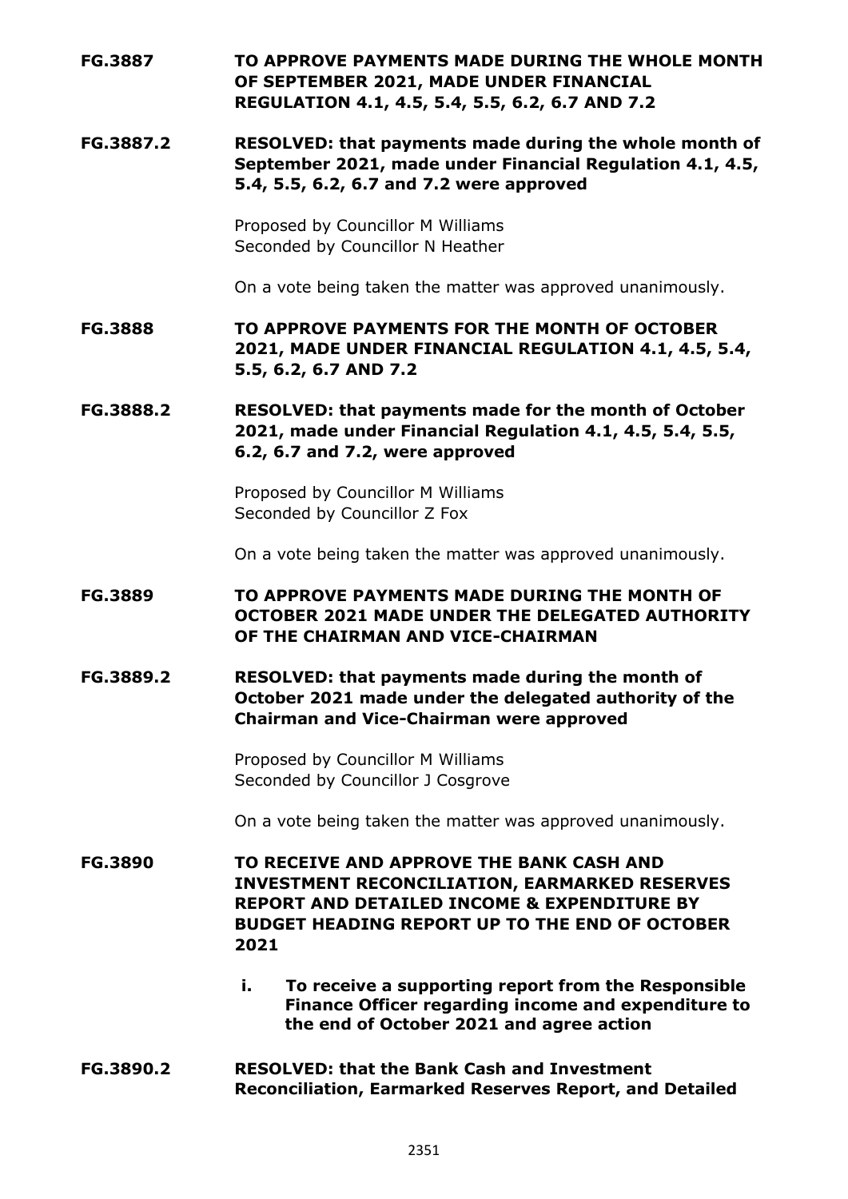**FG.3887 TO APPROVE PAYMENTS MADE DURING THE WHOLE MONTH OF SEPTEMBER 2021, MADE UNDER FINANCIAL REGULATION 4.1, 4.5, 5.4, 5.5, 6.2, 6.7 AND 7.2**

**FG.3887.2 RESOLVED: that payments made during the whole month of September 2021, made under Financial Regulation 4.1, 4.5, 5.4, 5.5, 6.2, 6.7 and 7.2 were approved**

Proposed by Councillor M Williams
Seconded by Councillor N Heather

On a vote being taken the matter was approved unanimously.

**FG.3888 TO APPROVE PAYMENTS FOR THE MONTH OF OCTOBER 2021, MADE UNDER FINANCIAL REGULATION 4.1, 4.5, 5.4, 5.5, 6.2, 6.7 AND 7.2**

**FG.3888.2 RESOLVED: that payments made for the month of October 2021, made under Financial Regulation 4.1, 4.5, 5.4, 5.5, 6.2, 6.7 and 7.2, were approved**

Proposed by Councillor M Williams
Seconded by Councillor Z Fox

On a vote being taken the matter was approved unanimously.

**FG.3889 TO APPROVE PAYMENTS MADE DURING THE MONTH OF OCTOBER 2021 MADE UNDER THE DELEGATED AUTHORITY OF THE CHAIRMAN AND VICE-CHAIRMAN**

**FG.3889.2 RESOLVED: that payments made during the month of October 2021 made under the delegated authority of the Chairman and Vice-Chairman were approved**

Proposed by Councillor M Williams
Seconded by Councillor J Cosgrove

On a vote being taken the matter was approved unanimously.

**FG.3890 TO RECEIVE AND APPROVE THE BANK CASH AND INVESTMENT RECONCILIATION, EARMARKED RESERVES REPORT AND DETAILED INCOME & EXPENDITURE BY BUDGET HEADING REPORT UP TO THE END OF OCTOBER 2021**

- **i. To receive a supporting report from the Responsible Finance Officer regarding income and expenditure to the end of October 2021 and agree action**

**FG.3890.2 RESOLVED: that the Bank Cash and Investment Reconciliation, Earmarked Reserves Report, and Detailed**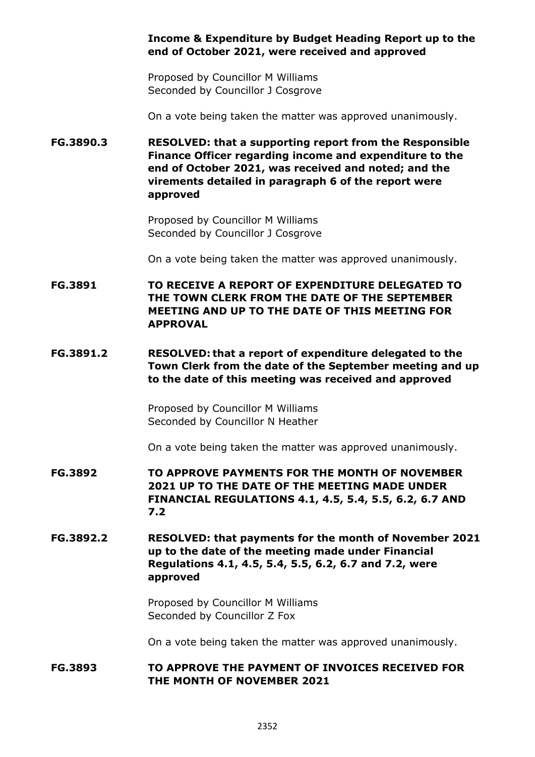**Income & Expenditure by Budget Heading Report up to the end of October 2021, were received and approved**

Proposed by Councillor M Williams
Seconded by Councillor J Cosgrove

On a vote being taken the matter was approved unanimously.

**FG.3890.3 RESOLVED: that a supporting report from the Responsible Finance Officer regarding income and expenditure to the end of October 2021, was received and noted; and the virements detailed in paragraph 6 of the report were approved**

Proposed by Councillor M Williams
Seconded by Councillor J Cosgrove

On a vote being taken the matter was approved unanimously.

**FG.3891 TO RECEIVE A REPORT OF EXPENDITURE DELEGATED TO THE TOWN CLERK FROM THE DATE OF THE SEPTEMBER MEETING AND UP TO THE DATE OF THIS MEETING FOR APPROVAL**

**FG.3891.2 RESOLVED: that a report of expenditure delegated to the Town Clerk from the date of the September meeting and up to the date of this meeting was received and approved**

Proposed by Councillor M Williams
Seconded by Councillor N Heather

On a vote being taken the matter was approved unanimously.

**FG.3892 TO APPROVE PAYMENTS FOR THE MONTH OF NOVEMBER 2021 UP TO THE DATE OF THE MEETING MADE UNDER FINANCIAL REGULATIONS 4.1, 4.5, 5.4, 5.5, 6.2, 6.7 AND 7.2**

**FG.3892.2 RESOLVED: that payments for the month of November 2021 up to the date of the meeting made under Financial Regulations 4.1, 4.5, 5.4, 5.5, 6.2, 6.7 and 7.2, were approved**

Proposed by Councillor M Williams
Seconded by Councillor Z Fox

On a vote being taken the matter was approved unanimously.

**FG.3893 TO APPROVE THE PAYMENT OF INVOICES RECEIVED FOR THE MONTH OF NOVEMBER 2021**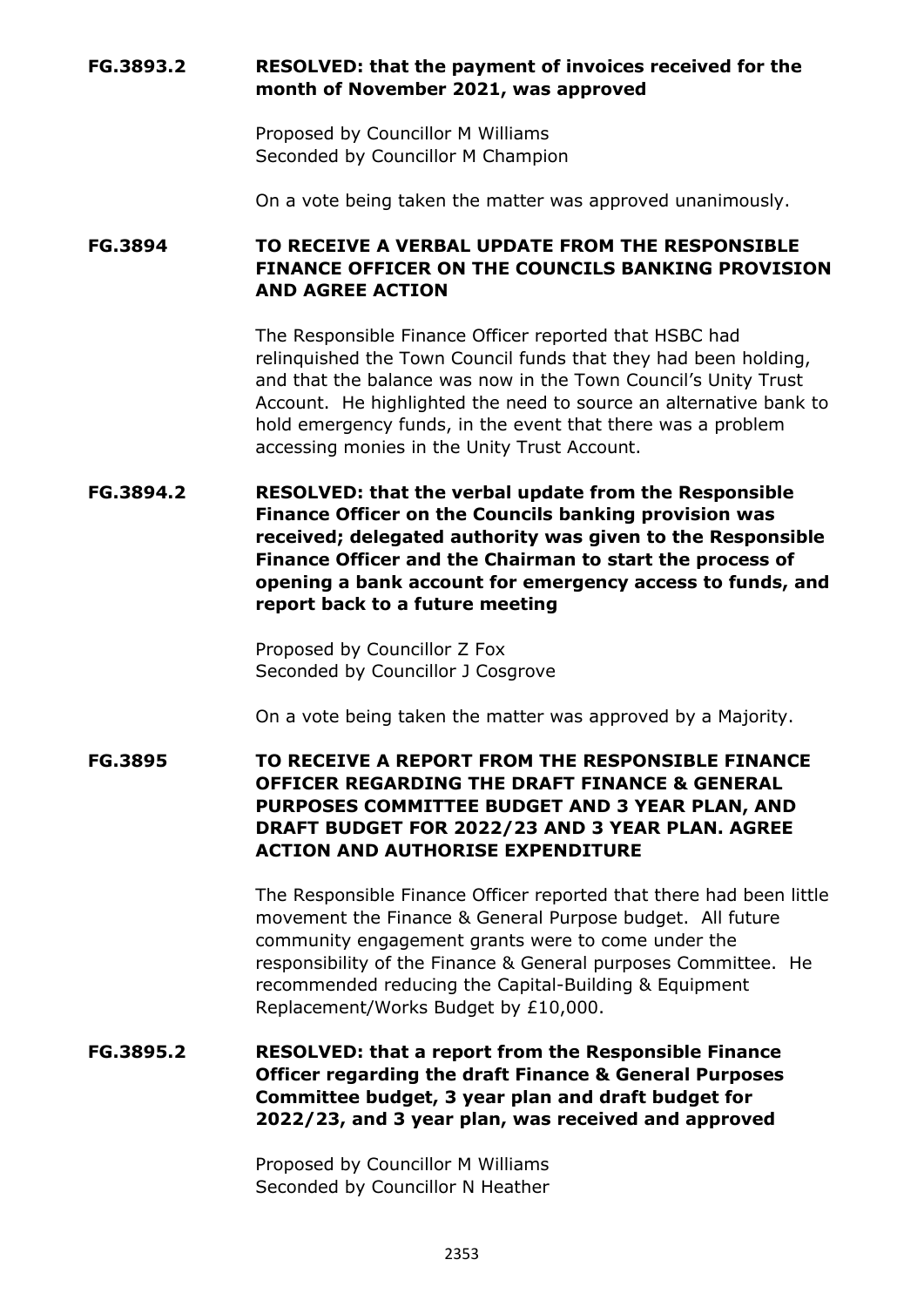**FG.3893.2** **RESOLVED: that the payment of invoices received for the month of November 2021, was approved**

Proposed by Councillor M Williams
Seconded by Councillor M Champion

On a vote being taken the matter was approved unanimously.

**FG.3894** **TO RECEIVE A VERBAL UPDATE FROM THE RESPONSIBLE FINANCE OFFICER ON THE COUNCILS BANKING PROVISION AND AGREE ACTION**

The Responsible Finance Officer reported that HSBC had relinquished the Town Council funds that they had been holding, and that the balance was now in the Town Council's Unity Trust Account. He highlighted the need to source an alternative bank to hold emergency funds, in the event that there was a problem accessing monies in the Unity Trust Account.

**FG.3894.2** **RESOLVED: that the verbal update from the Responsible Finance Officer on the Councils banking provision was received; delegated authority was given to the Responsible Finance Officer and the Chairman to start the process of opening a bank account for emergency access to funds, and report back to a future meeting**

Proposed by Councillor Z Fox
Seconded by Councillor J Cosgrove

On a vote being taken the matter was approved by a Majority.

**FG.3895** **TO RECEIVE A REPORT FROM THE RESPONSIBLE FINANCE OFFICER REGARDING THE DRAFT FINANCE & GENERAL PURPOSES COMMITTEE BUDGET AND 3 YEAR PLAN, AND DRAFT BUDGET FOR 2022/23 AND 3 YEAR PLAN. AGREE ACTION AND AUTHORISE EXPENDITURE**

The Responsible Finance Officer reported that there had been little movement the Finance & General Purpose budget. All future community engagement grants were to come under the responsibility of the Finance & General purposes Committee. He recommended reducing the Capital-Building & Equipment Replacement/Works Budget by £10,000.

**FG.3895.2** **RESOLVED: that a report from the Responsible Finance Officer regarding the draft Finance & General Purposes Committee budget, 3 year plan and draft budget for 2022/23, and 3 year plan, was received and approved**

Proposed by Councillor M Williams
Seconded by Councillor N Heather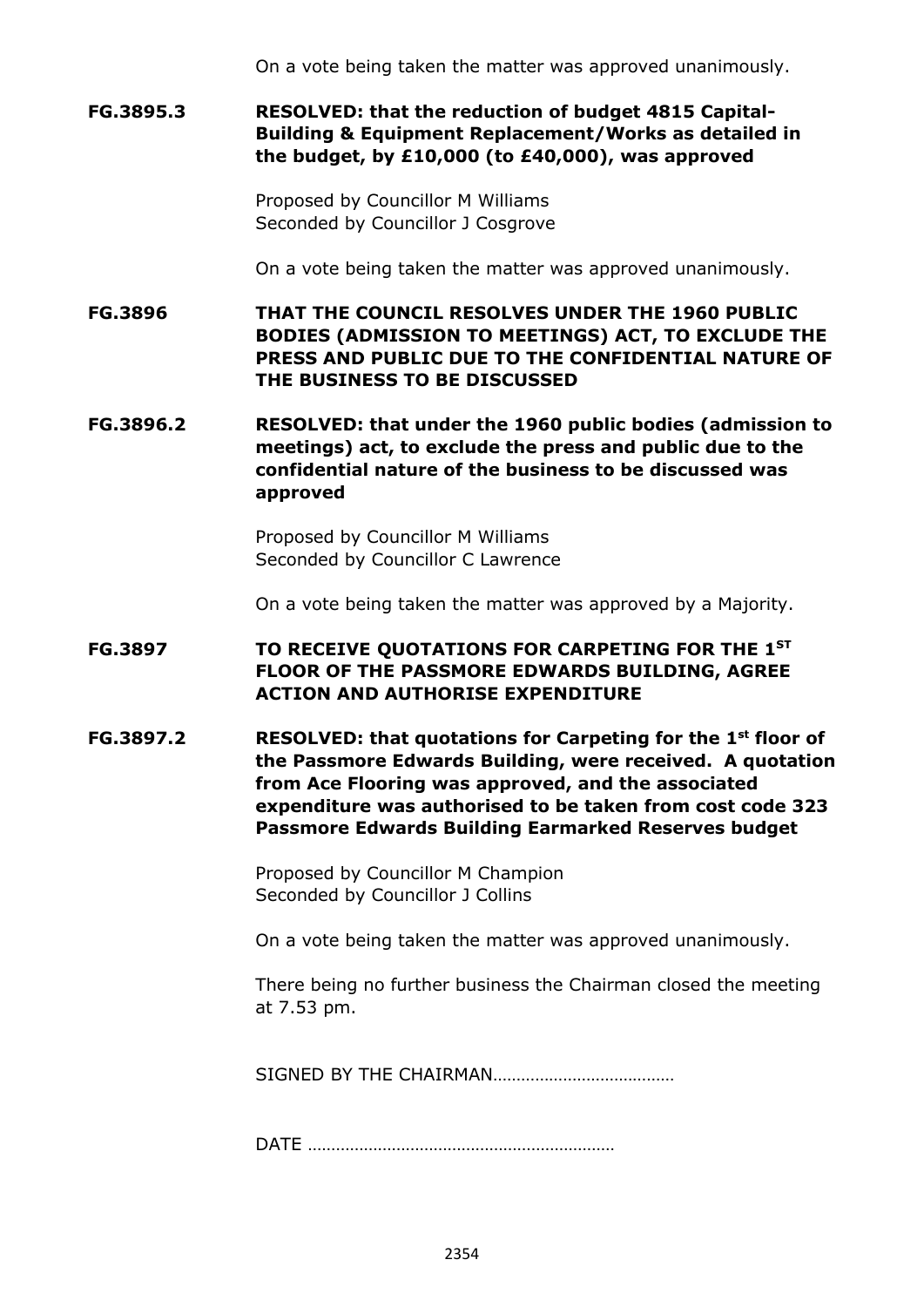On a vote being taken the matter was approved unanimously.

**FG.3895.3 RESOLVED: that the reduction of budget 4815 Capital-Building & Equipment Replacement/Works as detailed in the budget, by £10,000 (to £40,000), was approved**

Proposed by Councillor M Williams
Seconded by Councillor J Cosgrove

On a vote being taken the matter was approved unanimously.

**FG.3896 THAT THE COUNCIL RESOLVES UNDER THE 1960 PUBLIC BODIES (ADMISSION TO MEETINGS) ACT, TO EXCLUDE THE PRESS AND PUBLIC DUE TO THE CONFIDENTIAL NATURE OF THE BUSINESS TO BE DISCUSSED**

**FG.3896.2 RESOLVED: that under the 1960 public bodies (admission to meetings) act, to exclude the press and public due to the confidential nature of the business to be discussed was approved**

Proposed by Councillor M Williams
Seconded by Councillor C Lawrence

On a vote being taken the matter was approved by a Majority.

**FG.3897 TO RECEIVE QUOTATIONS FOR CARPETING FOR THE 1ST FLOOR OF THE PASSMORE EDWARDS BUILDING, AGREE ACTION AND AUTHORISE EXPENDITURE**

**FG.3897.2 RESOLVED: that quotations for Carpeting for the 1st floor of the Passmore Edwards Building, were received. A quotation from Ace Flooring was approved, and the associated expenditure was authorised to be taken from cost code 323 Passmore Edwards Building Earmarked Reserves budget**

Proposed by Councillor M Champion
Seconded by Councillor J Collins

On a vote being taken the matter was approved unanimously.

There being no further business the Chairman closed the meeting at 7.53 pm.

SIGNED BY THE CHAIRMAN………………………………

DATE ………………………………………………………